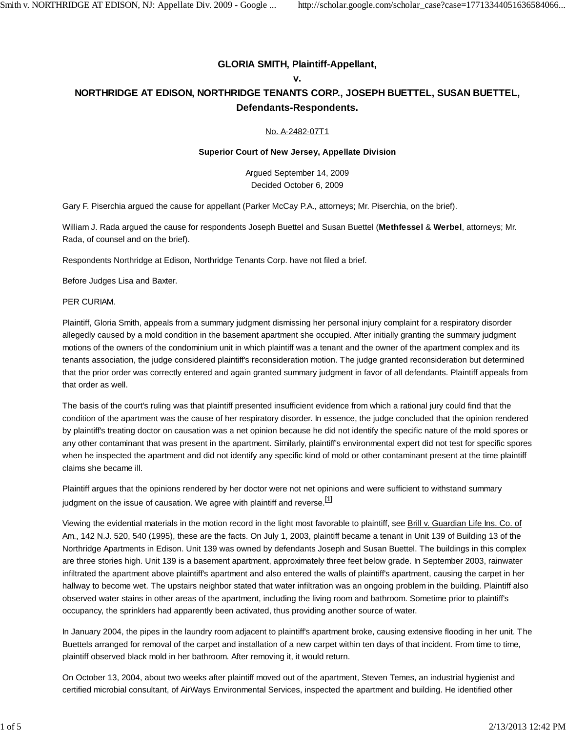**GLORIA SMITH, Plaintiff-Appellant,**

**v.**

**NORTHRIDGE AT EDISON, NORTHRIDGE TENANTS CORP., JOSEPH BUETTEL, SUSAN BUETTEL, Defendants-Respondents.**

No. A-2482-07T1

**Superior Court of New Jersey, Appellate Division**

Argued September 14, 2009
Decided October 6, 2009

Gary F. Piserchia argued the cause for appellant (Parker McCay P.A., attorneys; Mr. Piserchia, on the brief).

William J. Rada argued the cause for respondents Joseph Buettel and Susan Buettel (**Methfessel** & **Werbel**, attorneys; Mr. Rada, of counsel and on the brief).

Respondents Northridge at Edison, Northridge Tenants Corp. have not filed a brief.

Before Judges Lisa and Baxter.

PER CURIAM.

Plaintiff, Gloria Smith, appeals from a summary judgment dismissing her personal injury complaint for a respiratory disorder allegedly caused by a mold condition in the basement apartment she occupied. After initially granting the summary judgment motions of the owners of the condominium unit in which plaintiff was a tenant and the owner of the apartment complex and its tenants association, the judge considered plaintiff's reconsideration motion. The judge granted reconsideration but determined that the prior order was correctly entered and again granted summary judgment in favor of all defendants. Plaintiff appeals from that order as well.

The basis of the court's ruling was that plaintiff presented insufficient evidence from which a rational jury could find that the condition of the apartment was the cause of her respiratory disorder. In essence, the judge concluded that the opinion rendered by plaintiff's treating doctor on causation was a net opinion because he did not identify the specific nature of the mold spores or any other contaminant that was present in the apartment. Similarly, plaintiff's environmental expert did not test for specific spores when he inspected the apartment and did not identify any specific kind of mold or other contaminant present at the time plaintiff claims she became ill.

Plaintiff argues that the opinions rendered by her doctor were not net opinions and were sufficient to withstand summary judgment on the issue of causation. We agree with plaintiff and reverse.[1]

Viewing the evidential materials in the motion record in the light most favorable to plaintiff, see Brill v. Guardian Life Ins. Co. of Am., 142 N.J. 520, 540 (1995), these are the facts. On July 1, 2003, plaintiff became a tenant in Unit 139 of Building 13 of the Northridge Apartments in Edison. Unit 139 was owned by defendants Joseph and Susan Buettel. The buildings in this complex are three stories high. Unit 139 is a basement apartment, approximately three feet below grade. In September 2003, rainwater infiltrated the apartment above plaintiff's apartment and also entered the walls of plaintiff's apartment, causing the carpet in her hallway to become wet. The upstairs neighbor stated that water infiltration was an ongoing problem in the building. Plaintiff also observed water stains in other areas of the apartment, including the living room and bathroom. Sometime prior to plaintiff's occupancy, the sprinklers had apparently been activated, thus providing another source of water.

In January 2004, the pipes in the laundry room adjacent to plaintiff's apartment broke, causing extensive flooding in her unit. The Buettels arranged for removal of the carpet and installation of a new carpet within ten days of that incident. From time to time, plaintiff observed black mold in her bathroom. After removing it, it would return.

On October 13, 2004, about two weeks after plaintiff moved out of the apartment, Steven Temes, an industrial hygienist and certified microbial consultant, of AirWays Environmental Services, inspected the apartment and building. He identified other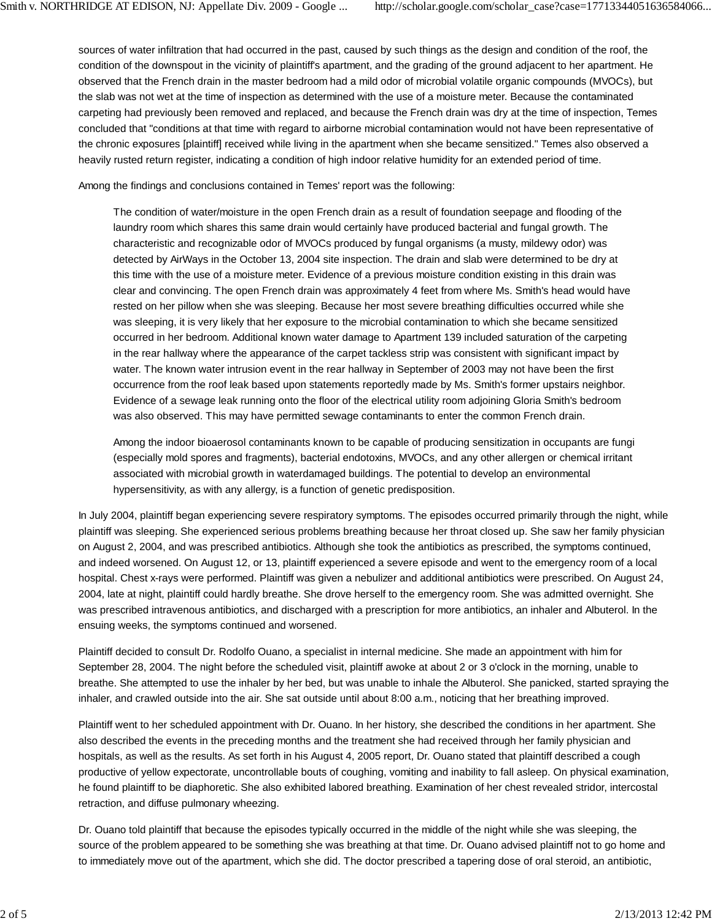sources of water infiltration that had occurred in the past, caused by such things as the design and condition of the roof, the condition of the downspout in the vicinity of plaintiff's apartment, and the grading of the ground adjacent to her apartment. He observed that the French drain in the master bedroom had a mild odor of microbial volatile organic compounds (MVOCs), but the slab was not wet at the time of inspection as determined with the use of a moisture meter. Because the contaminated carpeting had previously been removed and replaced, and because the French drain was dry at the time of inspection, Temes concluded that "conditions at that time with regard to airborne microbial contamination would not have been representative of the chronic exposures [plaintiff] received while living in the apartment when she became sensitized." Temes also observed a heavily rusted return register, indicating a condition of high indoor relative humidity for an extended period of time.

Among the findings and conclusions contained in Temes' report was the following:

> The condition of water/moisture in the open French drain as a result of foundation seepage and flooding of the laundry room which shares this same drain would certainly have produced bacterial and fungal growth. The characteristic and recognizable odor of MVOCs produced by fungal organisms (a musty, mildewy odor) was detected by AirWays in the October 13, 2004 site inspection. The drain and slab were determined to be dry at this time with the use of a moisture meter. Evidence of a previous moisture condition existing in this drain was clear and convincing. The open French drain was approximately 4 feet from where Ms. Smith's head would have rested on her pillow when she was sleeping. Because her most severe breathing difficulties occurred while she was sleeping, it is very likely that her exposure to the microbial contamination to which she became sensitized occurred in her bedroom. Additional known water damage to Apartment 139 included saturation of the carpeting in the rear hallway where the appearance of the carpet tackless strip was consistent with significant impact by water. The known water intrusion event in the rear hallway in September of 2003 may not have been the first occurrence from the roof leak based upon statements reportedly made by Ms. Smith's former upstairs neighbor. Evidence of a sewage leak running onto the floor of the electrical utility room adjoining Gloria Smith's bedroom was also observed. This may have permitted sewage contaminants to enter the common French drain.
>
> Among the indoor bioaerosol contaminants known to be capable of producing sensitization in occupants are fungi (especially mold spores and fragments), bacterial endotoxins, MVOCs, and any other allergen or chemical irritant associated with microbial growth in waterdamaged buildings. The potential to develop an environmental hypersensitivity, as with any allergy, is a function of genetic predisposition.

In July 2004, plaintiff began experiencing severe respiratory symptoms. The episodes occurred primarily through the night, while plaintiff was sleeping. She experienced serious problems breathing because her throat closed up. She saw her family physician on August 2, 2004, and was prescribed antibiotics. Although she took the antibiotics as prescribed, the symptoms continued, and indeed worsened. On August 12, or 13, plaintiff experienced a severe episode and went to the emergency room of a local hospital. Chest x-rays were performed. Plaintiff was given a nebulizer and additional antibiotics were prescribed. On August 24, 2004, late at night, plaintiff could hardly breathe. She drove herself to the emergency room. She was admitted overnight. She was prescribed intravenous antibiotics, and discharged with a prescription for more antibiotics, an inhaler and Albuterol. In the ensuing weeks, the symptoms continued and worsened.

Plaintiff decided to consult Dr. Rodolfo Ouano, a specialist in internal medicine. She made an appointment with him for September 28, 2004. The night before the scheduled visit, plaintiff awoke at about 2 or 3 o'clock in the morning, unable to breathe. She attempted to use the inhaler by her bed, but was unable to inhale the Albuterol. She panicked, started spraying the inhaler, and crawled outside into the air. She sat outside until about 8:00 a.m., noticing that her breathing improved.

Plaintiff went to her scheduled appointment with Dr. Ouano. In her history, she described the conditions in her apartment. She also described the events in the preceding months and the treatment she had received through her family physician and hospitals, as well as the results. As set forth in his August 4, 2005 report, Dr. Ouano stated that plaintiff described a cough productive of yellow expectorate, uncontrollable bouts of coughing, vomiting and inability to fall asleep. On physical examination, he found plaintiff to be diaphoretic. She also exhibited labored breathing. Examination of her chest revealed stridor, intercostal retraction, and diffuse pulmonary wheezing.

Dr. Ouano told plaintiff that because the episodes typically occurred in the middle of the night while she was sleeping, the source of the problem appeared to be something she was breathing at that time. Dr. Ouano advised plaintiff not to go home and to immediately move out of the apartment, which she did. The doctor prescribed a tapering dose of oral steroid, an antibiotic,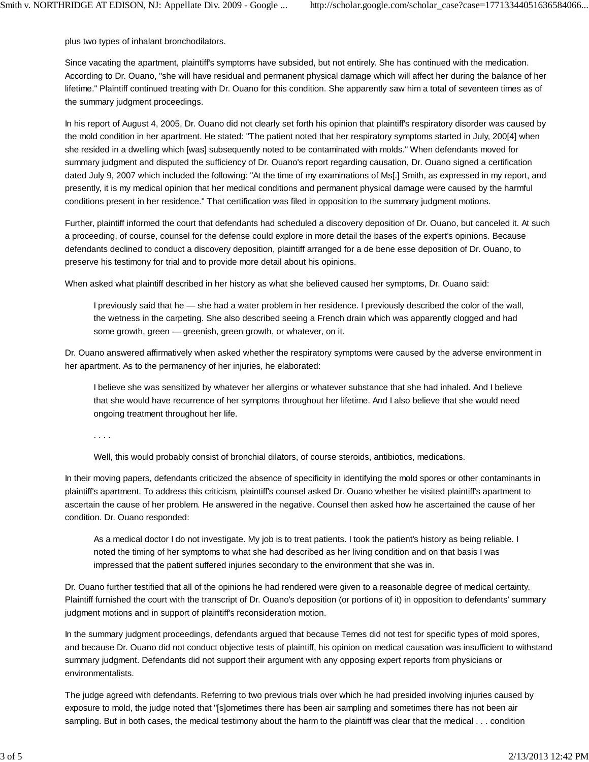plus two types of inhalant bronchodilators.

Since vacating the apartment, plaintiff's symptoms have subsided, but not entirely. She has continued with the medication. According to Dr. Ouano, "she will have residual and permanent physical damage which will affect her during the balance of her lifetime." Plaintiff continued treating with Dr. Ouano for this condition. She apparently saw him a total of seventeen times as of the summary judgment proceedings.

In his report of August 4, 2005, Dr. Ouano did not clearly set forth his opinion that plaintiff's respiratory disorder was caused by the mold condition in her apartment. He stated: "The patient noted that her respiratory symptoms started in July, 200[4] when she resided in a dwelling which [was] subsequently noted to be contaminated with molds." When defendants moved for summary judgment and disputed the sufficiency of Dr. Ouano's report regarding causation, Dr. Ouano signed a certification dated July 9, 2007 which included the following: "At the time of my examinations of Ms[.] Smith, as expressed in my report, and presently, it is my medical opinion that her medical conditions and permanent physical damage were caused by the harmful conditions present in her residence." That certification was filed in opposition to the summary judgment motions.

Further, plaintiff informed the court that defendants had scheduled a discovery deposition of Dr. Ouano, but canceled it. At such a proceeding, of course, counsel for the defense could explore in more detail the bases of the expert's opinions. Because defendants declined to conduct a discovery deposition, plaintiff arranged for a de bene esse deposition of Dr. Ouano, to preserve his testimony for trial and to provide more detail about his opinions.

When asked what plaintiff described in her history as what she believed caused her symptoms, Dr. Ouano said:

> I previously said that he — she had a water problem in her residence. I previously described the color of the wall, the wetness in the carpeting. She also described seeing a French drain which was apparently clogged and had some growth, green — greenish, green growth, or whatever, on it.

Dr. Ouano answered affirmatively when asked whether the respiratory symptoms were caused by the adverse environment in her apartment. As to the permanency of her injuries, he elaborated:

> I believe she was sensitized by whatever her allergins or whatever substance that she had inhaled. And I believe that she would have recurrence of her symptoms throughout her lifetime. And I also believe that she would need ongoing treatment throughout her life.
>
> . . . .
>
> Well, this would probably consist of bronchial dilators, of course steroids, antibiotics, medications.

In their moving papers, defendants criticized the absence of specificity in identifying the mold spores or other contaminants in plaintiff's apartment. To address this criticism, plaintiff's counsel asked Dr. Ouano whether he visited plaintiff's apartment to ascertain the cause of her problem. He answered in the negative. Counsel then asked how he ascertained the cause of her condition. Dr. Ouano responded:

> As a medical doctor I do not investigate. My job is to treat patients. I took the patient's history as being reliable. I noted the timing of her symptoms to what she had described as her living condition and on that basis I was impressed that the patient suffered injuries secondary to the environment that she was in.

Dr. Ouano further testified that all of the opinions he had rendered were given to a reasonable degree of medical certainty. Plaintiff furnished the court with the transcript of Dr. Ouano's deposition (or portions of it) in opposition to defendants' summary judgment motions and in support of plaintiff's reconsideration motion.

In the summary judgment proceedings, defendants argued that because Temes did not test for specific types of mold spores, and because Dr. Ouano did not conduct objective tests of plaintiff, his opinion on medical causation was insufficient to withstand summary judgment. Defendants did not support their argument with any opposing expert reports from physicians or environmentalists.

The judge agreed with defendants. Referring to two previous trials over which he had presided involving injuries caused by exposure to mold, the judge noted that "[s]ometimes there has been air sampling and sometimes there has not been air sampling. But in both cases, the medical testimony about the harm to the plaintiff was clear that the medical . . . condition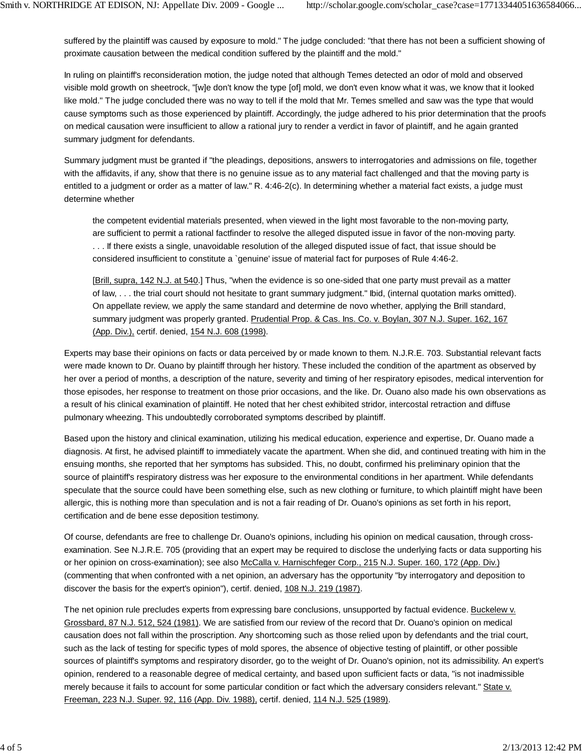suffered by the plaintiff was caused by exposure to mold." The judge concluded: "that there has not been a sufficient showing of proximate causation between the medical condition suffered by the plaintiff and the mold."

In ruling on plaintiff's reconsideration motion, the judge noted that although Temes detected an odor of mold and observed visible mold growth on sheetrock, "[w]e don't know the type [of] mold, we don't even know what it was, we know that it looked like mold." The judge concluded there was no way to tell if the mold that Mr. Temes smelled and saw was the type that would cause symptoms such as those experienced by plaintiff. Accordingly, the judge adhered to his prior determination that the proofs on medical causation were insufficient to allow a rational jury to render a verdict in favor of plaintiff, and he again granted summary judgment for defendants.

Summary judgment must be granted if "the pleadings, depositions, answers to interrogatories and admissions on file, together with the affidavits, if any, show that there is no genuine issue as to any material fact challenged and that the moving party is entitled to a judgment or order as a matter of law." R. 4:46-2(c). In determining whether a material fact exists, a judge must determine whether

> the competent evidential materials presented, when viewed in the light most favorable to the non-moving party, are sufficient to permit a rational factfinder to resolve the alleged disputed issue in favor of the non-moving party. . . . If there exists a single, unavoidable resolution of the alleged disputed issue of fact, that issue should be considered insufficient to constitute a `genuine' issue of material fact for purposes of Rule 4:46-2.
>
> [Brill, supra, 142 N.J. at 540.] Thus, "when the evidence is so one-sided that one party must prevail as a matter of law, . . . the trial court should not hesitate to grant summary judgment." Ibid, (internal quotation marks omitted). On appellate review, we apply the same standard and determine de novo whether, applying the Brill standard, summary judgment was properly granted. Prudential Prop. & Cas. Ins. Co. v. Boylan, 307 N.J. Super. 162, 167 (App. Div.), certif. denied, 154 N.J. 608 (1998).

Experts may base their opinions on facts or data perceived by or made known to them. N.J.R.E. 703. Substantial relevant facts were made known to Dr. Ouano by plaintiff through her history. These included the condition of the apartment as observed by her over a period of months, a description of the nature, severity and timing of her respiratory episodes, medical intervention for those episodes, her response to treatment on those prior occasions, and the like. Dr. Ouano also made his own observations as a result of his clinical examination of plaintiff. He noted that her chest exhibited stridor, intercostal retraction and diffuse pulmonary wheezing. This undoubtedly corroborated symptoms described by plaintiff.

Based upon the history and clinical examination, utilizing his medical education, experience and expertise, Dr. Ouano made a diagnosis. At first, he advised plaintiff to immediately vacate the apartment. When she did, and continued treating with him in the ensuing months, she reported that her symptoms has subsided. This, no doubt, confirmed his preliminary opinion that the source of plaintiff's respiratory distress was her exposure to the environmental conditions in her apartment. While defendants speculate that the source could have been something else, such as new clothing or furniture, to which plaintiff might have been allergic, this is nothing more than speculation and is not a fair reading of Dr. Ouano's opinions as set forth in his report, certification and de bene esse deposition testimony.

Of course, defendants are free to challenge Dr. Ouano's opinions, including his opinion on medical causation, through cross-examination. See N.J.R.E. 705 (providing that an expert may be required to disclose the underlying facts or data supporting his or her opinion on cross-examination); see also McCalla v. Harnischfeger Corp., 215 N.J. Super. 160, 172 (App. Div.) (commenting that when confronted with a net opinion, an adversary has the opportunity "by interrogatory and deposition to discover the basis for the expert's opinion"), certif. denied, 108 N.J. 219 (1987).

The net opinion rule precludes experts from expressing bare conclusions, unsupported by factual evidence. Buckelew v. Grossbard, 87 N.J. 512, 524 (1981). We are satisfied from our review of the record that Dr. Ouano's opinion on medical causation does not fall within the proscription. Any shortcoming such as those relied upon by defendants and the trial court, such as the lack of testing for specific types of mold spores, the absence of objective testing of plaintiff, or other possible sources of plaintiff's symptoms and respiratory disorder, go to the weight of Dr. Ouano's opinion, not its admissibility. An expert's opinion, rendered to a reasonable degree of medical certainty, and based upon sufficient facts or data, "is not inadmissible merely because it fails to account for some particular condition or fact which the adversary considers relevant." State v. Freeman, 223 N.J. Super. 92, 116 (App. Div. 1988), certif. denied, 114 N.J. 525 (1989).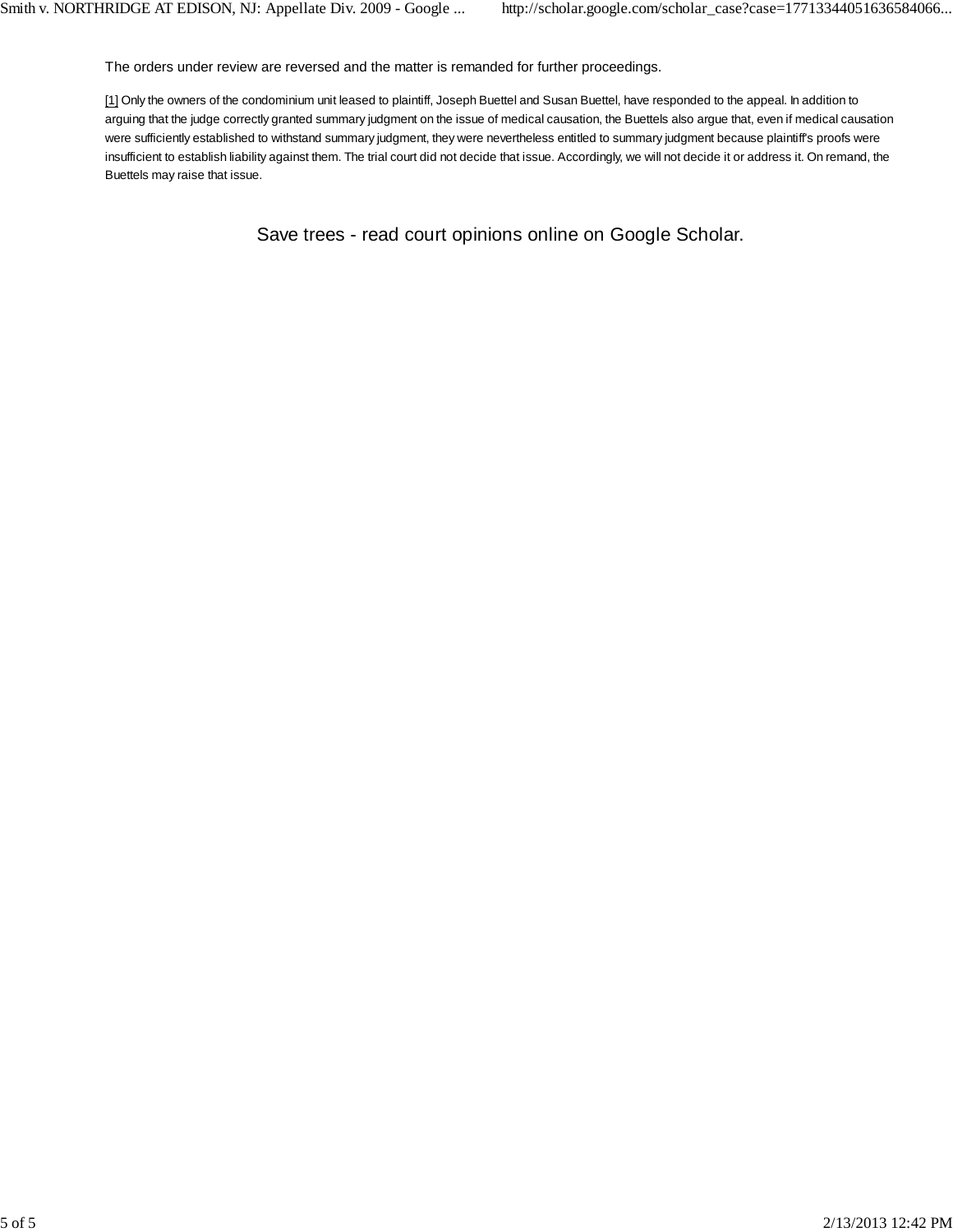The orders under review are reversed and the matter is remanded for further proceedings.

[1] Only the owners of the condominium unit leased to plaintiff, Joseph Buettel and Susan Buettel, have responded to the appeal. In addition to arguing that the judge correctly granted summary judgment on the issue of medical causation, the Buettels also argue that, even if medical causation were sufficiently established to withstand summary judgment, they were nevertheless entitled to summary judgment because plaintiff's proofs were insufficient to establish liability against them. The trial court did not decide that issue. Accordingly, we will not decide it or address it. On remand, the Buettels may raise that issue.

Save trees - read court opinions online on Google Scholar.